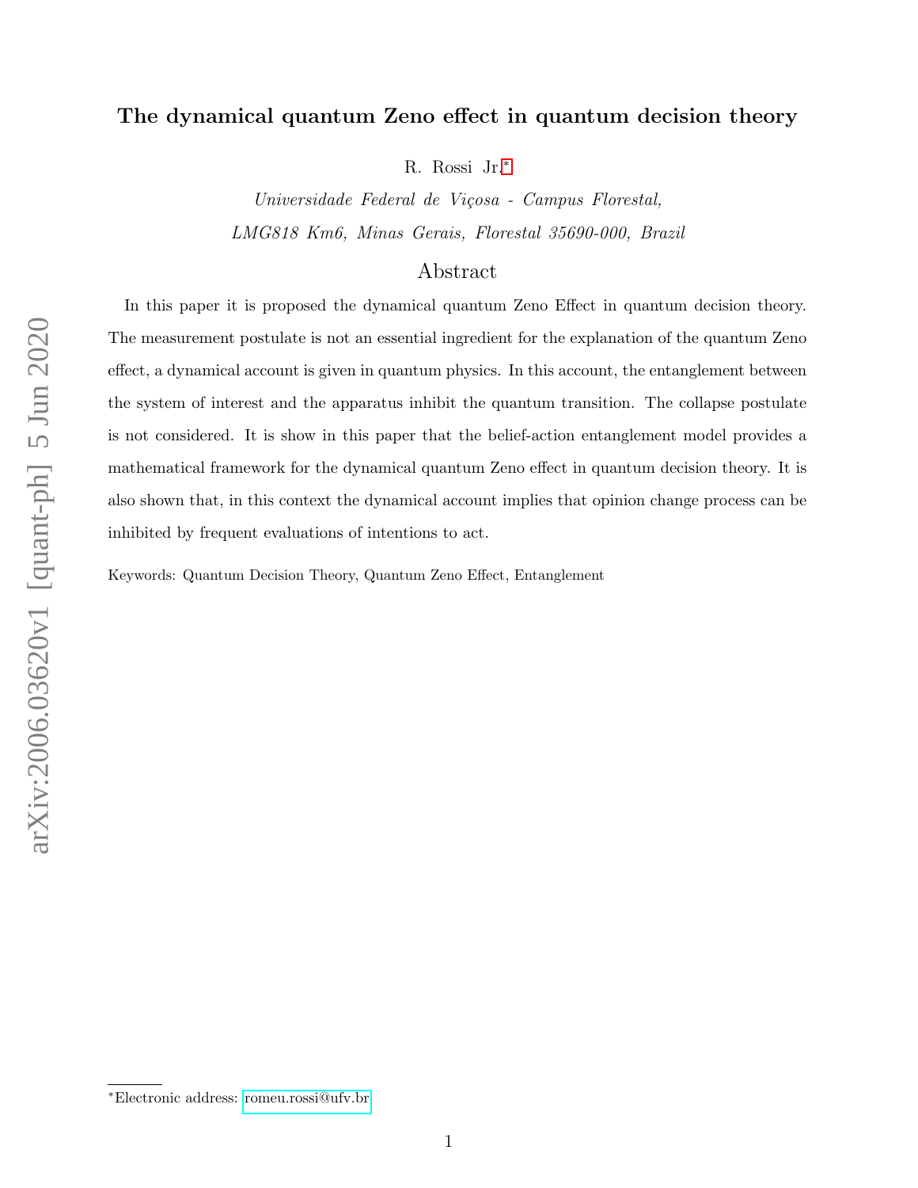# The dynamical quantum Zeno effect in quantum decision theory

R. Rossi Jr.*

*Universidade Federal de Viçosa - Campus Florestal,*
*LMG818 Km6, Minas Gerais, Florestal 35690-000, Brazil*

## Abstract

In this paper it is proposed the dynamical quantum Zeno Effect in quantum decision theory. The measurement postulate is not an essential ingredient for the explanation of the quantum Zeno effect, a dynamical account is given in quantum physics. In this account, the entanglement between the system of interest and the apparatus inhibit the quantum transition. The collapse postulate is not considered. It is show in this paper that the belief-action entanglement model provides a mathematical framework for the dynamical quantum Zeno effect in quantum decision theory. It is also shown that, in this context the dynamical account implies that opinion change process can be inhibited by frequent evaluations of intentions to act.

Keywords: Quantum Decision Theory, Quantum Zeno Effect, Entanglement

*Electronic address: romeu.rossi@ufv.br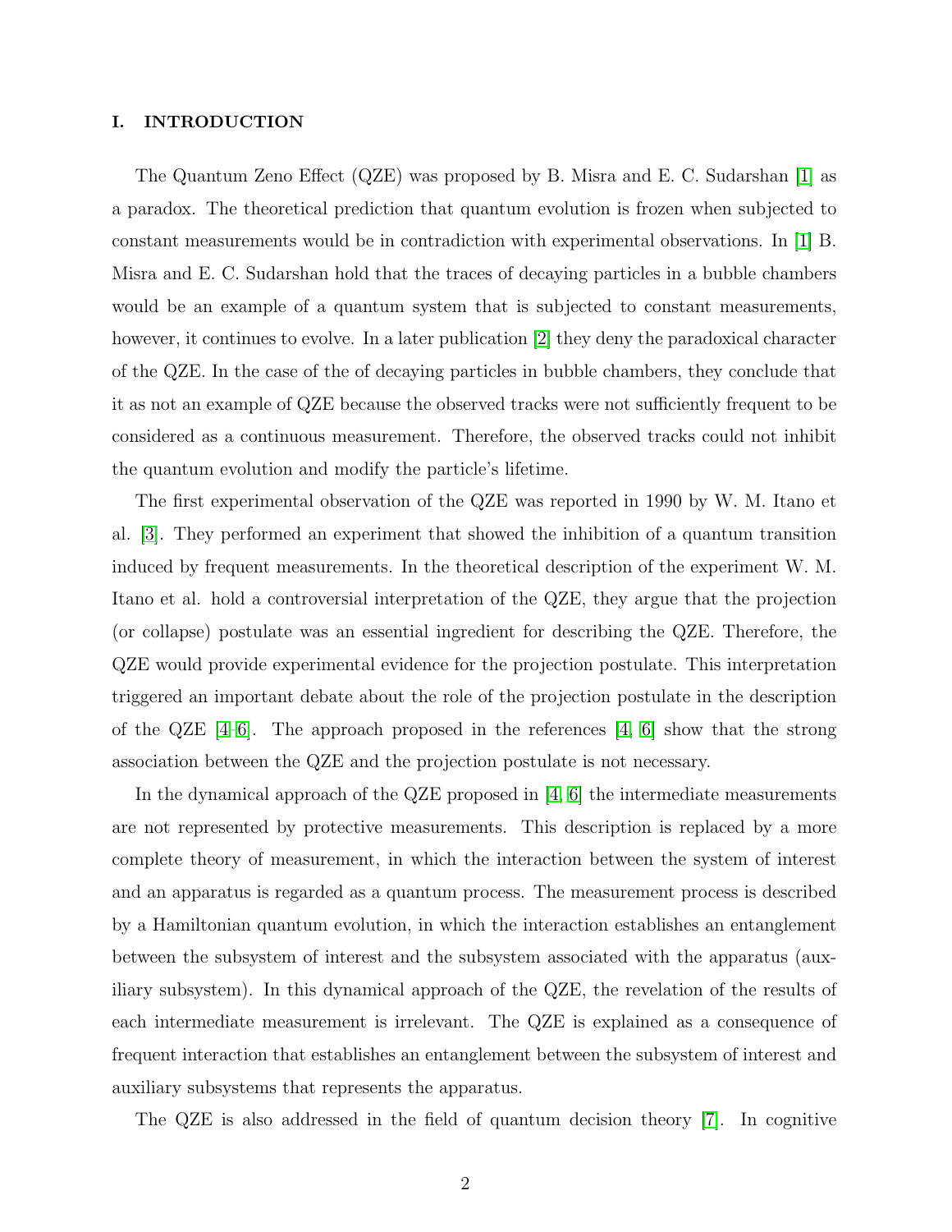## I. INTRODUCTION

The Quantum Zeno Effect (QZE) was proposed by B. Misra and E. C. Sudarshan [1] as a paradox. The theoretical prediction that quantum evolution is frozen when subjected to constant measurements would be in contradiction with experimental observations. In [1] B. Misra and E. C. Sudarshan hold that the traces of decaying particles in a bubble chambers would be an example of a quantum system that is subjected to constant measurements, however, it continues to evolve. In a later publication [2] they deny the paradoxical character of the QZE. In the case of the of decaying particles in bubble chambers, they conclude that it as not an example of QZE because the observed tracks were not sufficiently frequent to be considered as a continuous measurement. Therefore, the observed tracks could not inhibit the quantum evolution and modify the particle's lifetime.

The first experimental observation of the QZE was reported in 1990 by W. M. Itano et al. [3]. They performed an experiment that showed the inhibition of a quantum transition induced by frequent measurements. In the theoretical description of the experiment W. M. Itano et al. hold a controversial interpretation of the QZE, they argue that the projection (or collapse) postulate was an essential ingredient for describing the QZE. Therefore, the QZE would provide experimental evidence for the projection postulate. This interpretation triggered an important debate about the role of the projection postulate in the description of the QZE [4–6]. The approach proposed in the references [4, 6] show that the strong association between the QZE and the projection postulate is not necessary.

In the dynamical approach of the QZE proposed in [4, 6] the intermediate measurements are not represented by protective measurements. This description is replaced by a more complete theory of measurement, in which the interaction between the system of interest and an apparatus is regarded as a quantum process. The measurement process is described by a Hamiltonian quantum evolution, in which the interaction establishes an entanglement between the subsystem of interest and the subsystem associated with the apparatus (auxiliary subsystem). In this dynamical approach of the QZE, the revelation of the results of each intermediate measurement is irrelevant. The QZE is explained as a consequence of frequent interaction that establishes an entanglement between the subsystem of interest and auxiliary subsystems that represents the apparatus.

The QZE is also addressed in the field of quantum decision theory [7]. In cognitive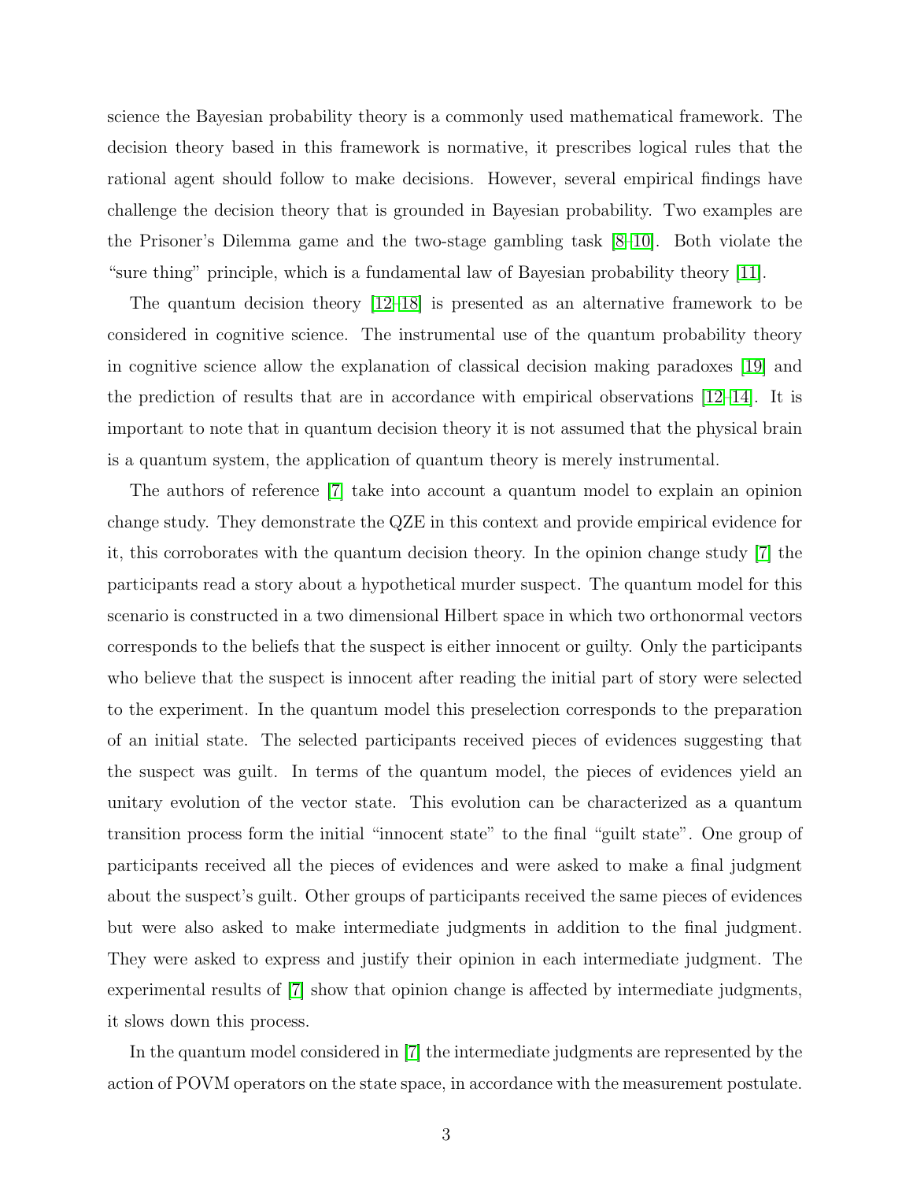science the Bayesian probability theory is a commonly used mathematical framework. The decision theory based in this framework is normative, it prescribes logical rules that the rational agent should follow to make decisions. However, several empirical findings have challenge the decision theory that is grounded in Bayesian probability. Two examples are the Prisoner's Dilemma game and the two-stage gambling task [8–10]. Both violate the "sure thing" principle, which is a fundamental law of Bayesian probability theory [11].

The quantum decision theory [12–18] is presented as an alternative framework to be considered in cognitive science. The instrumental use of the quantum probability theory in cognitive science allow the explanation of classical decision making paradoxes [19] and the prediction of results that are in accordance with empirical observations [12–14]. It is important to note that in quantum decision theory it is not assumed that the physical brain is a quantum system, the application of quantum theory is merely instrumental.

The authors of reference [7] take into account a quantum model to explain an opinion change study. They demonstrate the QZE in this context and provide empirical evidence for it, this corroborates with the quantum decision theory. In the opinion change study [7] the participants read a story about a hypothetical murder suspect. The quantum model for this scenario is constructed in a two dimensional Hilbert space in which two orthonormal vectors corresponds to the beliefs that the suspect is either innocent or guilty. Only the participants who believe that the suspect is innocent after reading the initial part of story were selected to the experiment. In the quantum model this preselection corresponds to the preparation of an initial state. The selected participants received pieces of evidences suggesting that the suspect was guilt. In terms of the quantum model, the pieces of evidences yield an unitary evolution of the vector state. This evolution can be characterized as a quantum transition process form the initial "innocent state" to the final "guilt state". One group of participants received all the pieces of evidences and were asked to make a final judgment about the suspect's guilt. Other groups of participants received the same pieces of evidences but were also asked to make intermediate judgments in addition to the final judgment. They were asked to express and justify their opinion in each intermediate judgment. The experimental results of [7] show that opinion change is affected by intermediate judgments, it slows down this process.

In the quantum model considered in [7] the intermediate judgments are represented by the action of POVM operators on the state space, in accordance with the measurement postulate.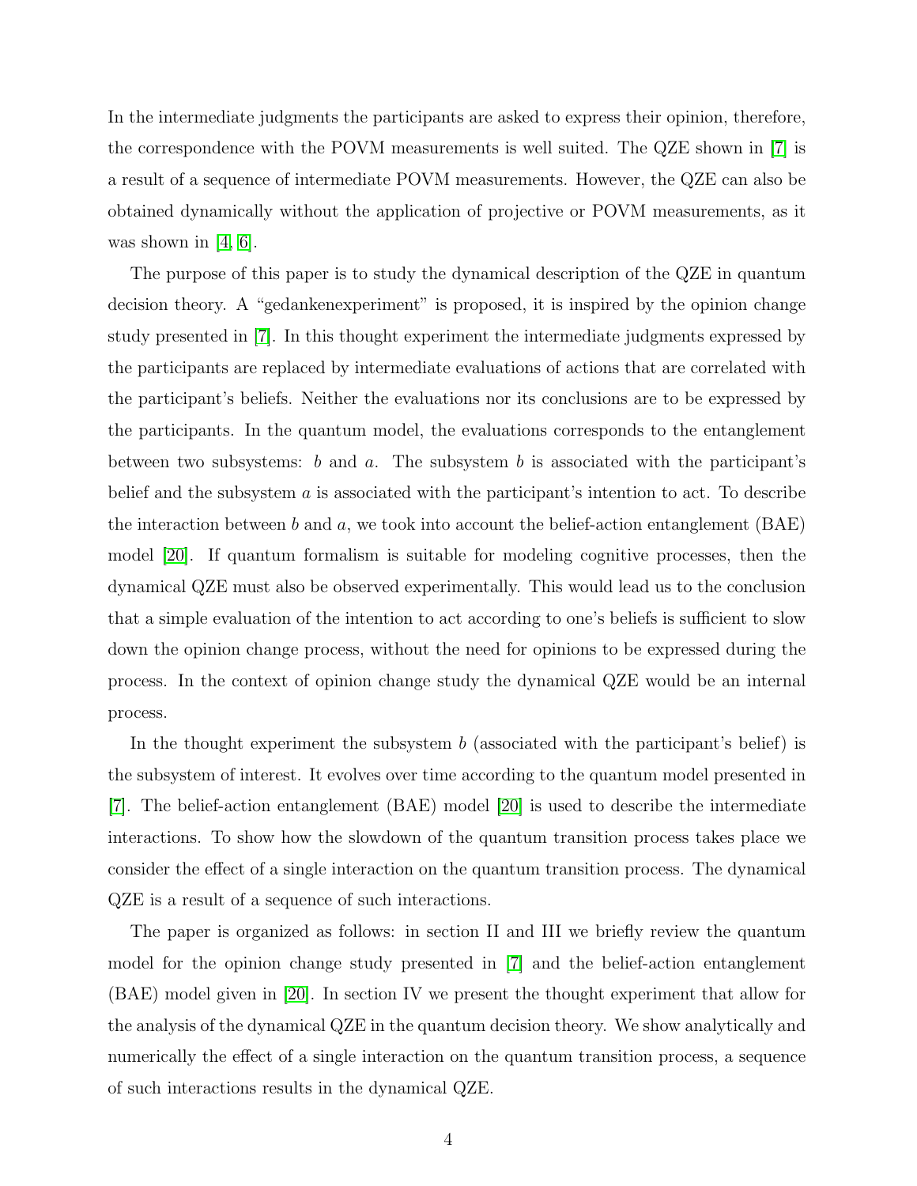In the intermediate judgments the participants are asked to express their opinion, therefore, the correspondence with the POVM measurements is well suited. The QZE shown in [7] is a result of a sequence of intermediate POVM measurements. However, the QZE can also be obtained dynamically without the application of projective or POVM measurements, as it was shown in [4, 6].

The purpose of this paper is to study the dynamical description of the QZE in quantum decision theory. A "gedankenexperiment" is proposed, it is inspired by the opinion change study presented in [7]. In this thought experiment the intermediate judgments expressed by the participants are replaced by intermediate evaluations of actions that are correlated with the participant's beliefs. Neither the evaluations nor its conclusions are to be expressed by the participants. In the quantum model, the evaluations corresponds to the entanglement between two subsystems: $b$ and $a$. The subsystem $b$ is associated with the participant's belief and the subsystem $a$ is associated with the participant's intention to act. To describe the interaction between $b$ and $a$, we took into account the belief-action entanglement (BAE) model [20]. If quantum formalism is suitable for modeling cognitive processes, then the dynamical QZE must also be observed experimentally. This would lead us to the conclusion that a simple evaluation of the intention to act according to one's beliefs is sufficient to slow down the opinion change process, without the need for opinions to be expressed during the process. In the context of opinion change study the dynamical QZE would be an internal process.

In the thought experiment the subsystem $b$ (associated with the participant's belief) is the subsystem of interest. It evolves over time according to the quantum model presented in [7]. The belief-action entanglement (BAE) model [20] is used to describe the intermediate interactions. To show how the slowdown of the quantum transition process takes place we consider the effect of a single interaction on the quantum transition process. The dynamical QZE is a result of a sequence of such interactions.

The paper is organized as follows: in section II and III we briefly review the quantum model for the opinion change study presented in [7] and the belief-action entanglement (BAE) model given in [20]. In section IV we present the thought experiment that allow for the analysis of the dynamical QZE in the quantum decision theory. We show analytically and numerically the effect of a single interaction on the quantum transition process, a sequence of such interactions results in the dynamical QZE.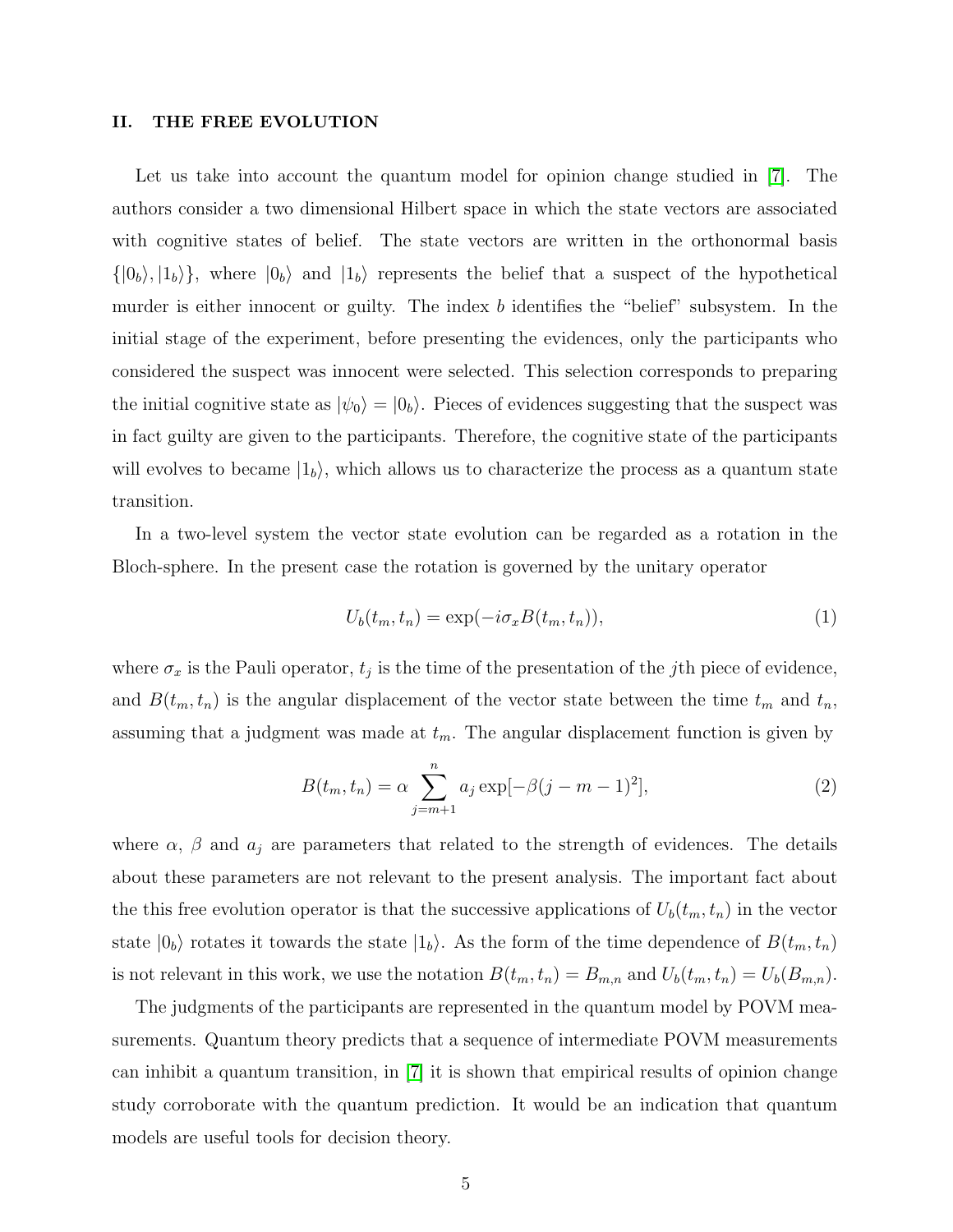## II. THE FREE EVOLUTION

Let us take into account the quantum model for opinion change studied in [7]. The authors consider a two dimensional Hilbert space in which the state vectors are associated with cognitive states of belief. The state vectors are written in the orthonormal basis $\{|0_b\rangle, |1_b\rangle\}$, where $|0_b\rangle$ and $|1_b\rangle$ represents the belief that a suspect of the hypothetical murder is either innocent or guilty. The index $b$ identifies the "belief" subsystem. In the initial stage of the experiment, before presenting the evidences, only the participants who considered the suspect was innocent were selected. This selection corresponds to preparing the initial cognitive state as $|\psi_0\rangle = |0_b\rangle$. Pieces of evidences suggesting that the suspect was in fact guilty are given to the participants. Therefore, the cognitive state of the participants will evolves to became $|1_b\rangle$, which allows us to characterize the process as a quantum state transition.

In a two-level system the vector state evolution can be regarded as a rotation in the Bloch-sphere. In the present case the rotation is governed by the unitary operator

$$U_b(t_m, t_n) = \exp(-i\sigma_x B(t_m, t_n)), \tag{1}$$

where $\sigma_x$ is the Pauli operator, $t_j$ is the time of the presentation of the $j$th piece of evidence, and $B(t_m, t_n)$ is the angular displacement of the vector state between the time $t_m$ and $t_n$, assuming that a judgment was made at $t_m$. The angular displacement function is given by

$$B(t_m, t_n) = \alpha \sum_{j=m+1}^{n} a_j \exp[-\beta(j - m - 1)^2], \tag{2}$$

where $\alpha$, $\beta$ and $a_j$ are parameters that related to the strength of evidences. The details about these parameters are not relevant to the present analysis. The important fact about the this free evolution operator is that the successive applications of $U_b(t_m, t_n)$ in the vector state $|0_b\rangle$ rotates it towards the state $|1_b\rangle$. As the form of the time dependence of $B(t_m, t_n)$ is not relevant in this work, we use the notation $B(t_m, t_n) = B_{m,n}$ and $U_b(t_m, t_n) = U_b(B_{m,n})$.

The judgments of the participants are represented in the quantum model by POVM measurements. Quantum theory predicts that a sequence of intermediate POVM measurements can inhibit a quantum transition, in [7] it is shown that empirical results of opinion change study corroborate with the quantum prediction. It would be an indication that quantum models are useful tools for decision theory.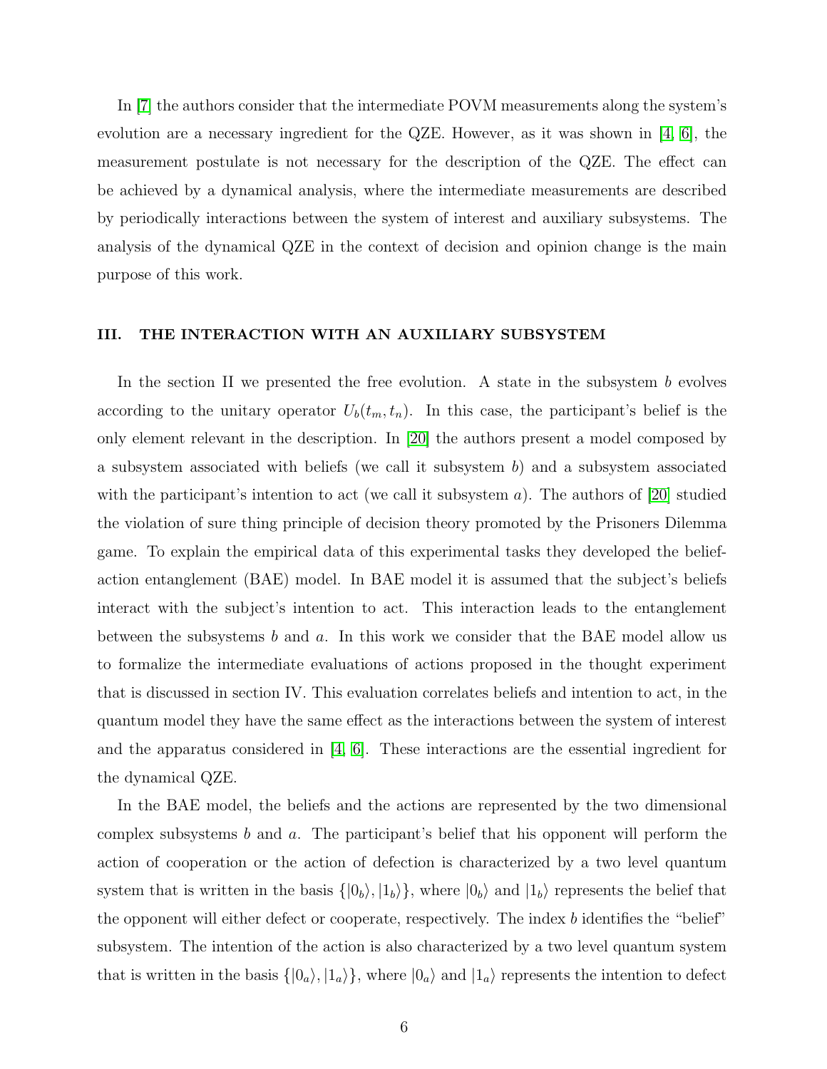In [7] the authors consider that the intermediate POVM measurements along the system's evolution are a necessary ingredient for the QZE. However, as it was shown in [4, 6], the measurement postulate is not necessary for the description of the QZE. The effect can be achieved by a dynamical analysis, where the intermediate measurements are described by periodically interactions between the system of interest and auxiliary subsystems. The analysis of the dynamical QZE in the context of decision and opinion change is the main purpose of this work.

## III. THE INTERACTION WITH AN AUXILIARY SUBSYSTEM

In the section II we presented the free evolution. A state in the subsystem $b$ evolves according to the unitary operator $U_b(t_m, t_n)$. In this case, the participant's belief is the only element relevant in the description. In [20] the authors present a model composed by a subsystem associated with beliefs (we call it subsystem $b$) and a subsystem associated with the participant's intention to act (we call it subsystem $a$). The authors of [20] studied the violation of sure thing principle of decision theory promoted by the Prisoners Dilemma game. To explain the empirical data of this experimental tasks they developed the belief-action entanglement (BAE) model. In BAE model it is assumed that the subject's beliefs interact with the subject's intention to act. This interaction leads to the entanglement between the subsystems $b$ and $a$. In this work we consider that the BAE model allow us to formalize the intermediate evaluations of actions proposed in the thought experiment that is discussed in section IV. This evaluation correlates beliefs and intention to act, in the quantum model they have the same effect as the interactions between the system of interest and the apparatus considered in [4, 6]. These interactions are the essential ingredient for the dynamical QZE.

In the BAE model, the beliefs and the actions are represented by the two dimensional complex subsystems $b$ and $a$. The participant's belief that his opponent will perform the action of cooperation or the action of defection is characterized by a two level quantum system that is written in the basis $\{|0_b\rangle, |1_b\rangle\}$, where $|0_b\rangle$ and $|1_b\rangle$ represents the belief that the opponent will either defect or cooperate, respectively. The index $b$ identifies the "belief" subsystem. The intention of the action is also characterized by a two level quantum system that is written in the basis $\{|0_a\rangle, |1_a\rangle\}$, where $|0_a\rangle$ and $|1_a\rangle$ represents the intention to defect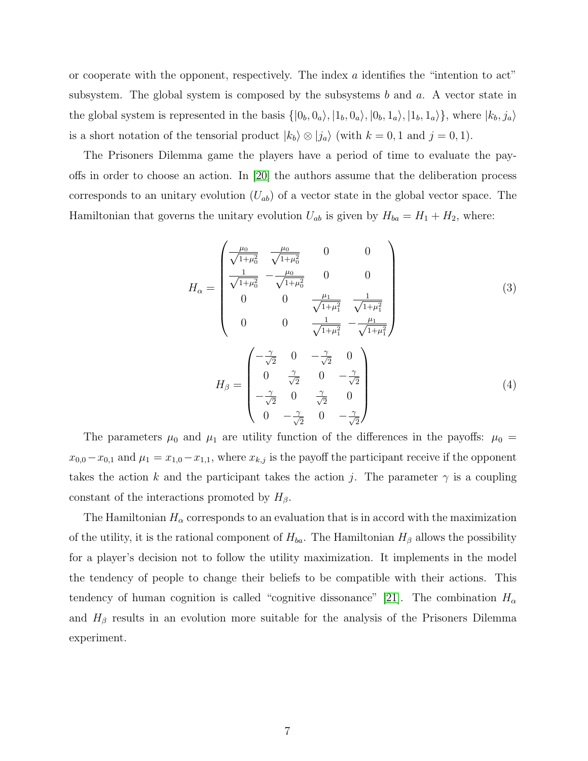or cooperate with the opponent, respectively. The index $a$ identifies the "intention to act" subsystem. The global system is composed by the subsystems $b$ and $a$. A vector state in the global system is represented in the basis $\{|0_b, 0_a\rangle, |1_b, 0_a\rangle, |0_b, 1_a\rangle, |1_b, 1_a\rangle\}$, where $|k_b, j_a\rangle$ is a short notation of the tensorial product $|k_b\rangle \otimes |j_a\rangle$ (with $k = 0, 1$ and $j = 0, 1$).

The Prisoners Dilemma game the players have a period of time to evaluate the payoffs in order to choose an action. In [20] the authors assume that the deliberation process corresponds to an unitary evolution ($U_{ab}$) of a vector state in the global vector space. The Hamiltonian that governs the unitary evolution $U_{ab}$ is given by $H_{ba} = H_1 + H_2$, where:

$$H_\alpha = \begin{pmatrix} \frac{\mu_0}{\sqrt{1+\mu_0^2}} & \frac{\mu_0}{\sqrt{1+\mu_0^2}} & 0 & 0 \\ \frac{1}{\sqrt{1+\mu_0^2}} & -\frac{\mu_0}{\sqrt{1+\mu_0^2}} & 0 & 0 \\ 0 & 0 & \frac{\mu_1}{\sqrt{1+\mu_1^2}} & \frac{1}{\sqrt{1+\mu_1^2}} \\ 0 & 0 & \frac{1}{\sqrt{1+\mu_1^2}} & -\frac{\mu_1}{\sqrt{1+\mu_1^2}} \end{pmatrix} \tag{3}$$

$$H_\beta = \begin{pmatrix} -\frac{\gamma}{\sqrt{2}} & 0 & -\frac{\gamma}{\sqrt{2}} & 0 \\ 0 & \frac{\gamma}{\sqrt{2}} & 0 & -\frac{\gamma}{\sqrt{2}} \\ -\frac{\gamma}{\sqrt{2}} & 0 & \frac{\gamma}{\sqrt{2}} & 0 \\ 0 & -\frac{\gamma}{\sqrt{2}} & 0 & -\frac{\gamma}{\sqrt{2}} \end{pmatrix} \tag{4}$$

The parameters $\mu_0$ and $\mu_1$ are utility function of the differences in the payoffs: $\mu_0 = x_{0,0} - x_{0,1}$ and $\mu_1 = x_{1,0} - x_{1,1}$, where $x_{k,j}$ is the payoff the participant receive if the opponent takes the action $k$ and the participant takes the action $j$. The parameter $\gamma$ is a coupling constant of the interactions promoted by $H_\beta$.

The Hamiltonian $H_\alpha$ corresponds to an evaluation that is in accord with the maximization of the utility, it is the rational component of $H_{ba}$. The Hamiltonian $H_\beta$ allows the possibility for a player's decision not to follow the utility maximization. It implements in the model the tendency of people to change their beliefs to be compatible with their actions. This tendency of human cognition is called "cognitive dissonance" [21]. The combination $H_\alpha$ and $H_\beta$ results in an evolution more suitable for the analysis of the Prisoners Dilemma experiment.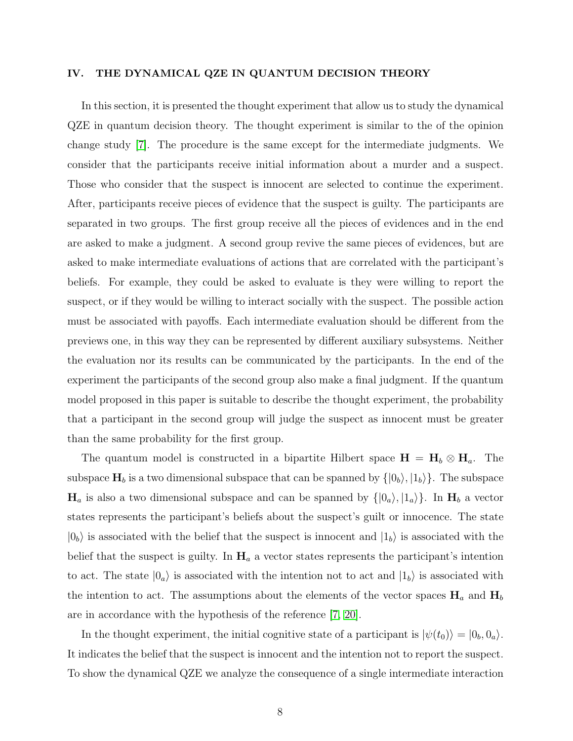## IV. THE DYNAMICAL QZE IN QUANTUM DECISION THEORY

In this section, it is presented the thought experiment that allow us to study the dynamical QZE in quantum decision theory. The thought experiment is similar to the of the opinion change study [7]. The procedure is the same except for the intermediate judgments. We consider that the participants receive initial information about a murder and a suspect. Those who consider that the suspect is innocent are selected to continue the experiment. After, participants receive pieces of evidence that the suspect is guilty. The participants are separated in two groups. The first group receive all the pieces of evidences and in the end are asked to make a judgment. A second group revive the same pieces of evidences, but are asked to make intermediate evaluations of actions that are correlated with the participant's beliefs. For example, they could be asked to evaluate is they were willing to report the suspect, or if they would be willing to interact socially with the suspect. The possible action must be associated with payoffs. Each intermediate evaluation should be different from the previews one, in this way they can be represented by different auxiliary subsystems. Neither the evaluation nor its results can be communicated by the participants. In the end of the experiment the participants of the second group also make a final judgment. If the quantum model proposed in this paper is suitable to describe the thought experiment, the probability that a participant in the second group will judge the suspect as innocent must be greater than the same probability for the first group.

The quantum model is constructed in a bipartite Hilbert space $\mathbf{H} = \mathbf{H}_b \otimes \mathbf{H}_a$. The subspace $\mathbf{H}_b$ is a two dimensional subspace that can be spanned by $\{|0_b\rangle, |1_b\rangle\}$. The subspace $\mathbf{H}_a$ is also a two dimensional subspace and can be spanned by $\{|0_a\rangle, |1_a\rangle\}$. In $\mathbf{H}_b$ a vector states represents the participant's beliefs about the suspect's guilt or innocence. The state $|0_b\rangle$ is associated with the belief that the suspect is innocent and $|1_b\rangle$ is associated with the belief that the suspect is guilty. In $\mathbf{H}_a$ a vector states represents the participant's intention to act. The state $|0_a\rangle$ is associated with the intention not to act and $|1_b\rangle$ is associated with the intention to act. The assumptions about the elements of the vector spaces $\mathbf{H}_a$ and $\mathbf{H}_b$ are in accordance with the hypothesis of the reference [7, 20].

In the thought experiment, the initial cognitive state of a participant is $|\psi(t_0)\rangle = |0_b, 0_a\rangle$. It indicates the belief that the suspect is innocent and the intention not to report the suspect. To show the dynamical QZE we analyze the consequence of a single intermediate interaction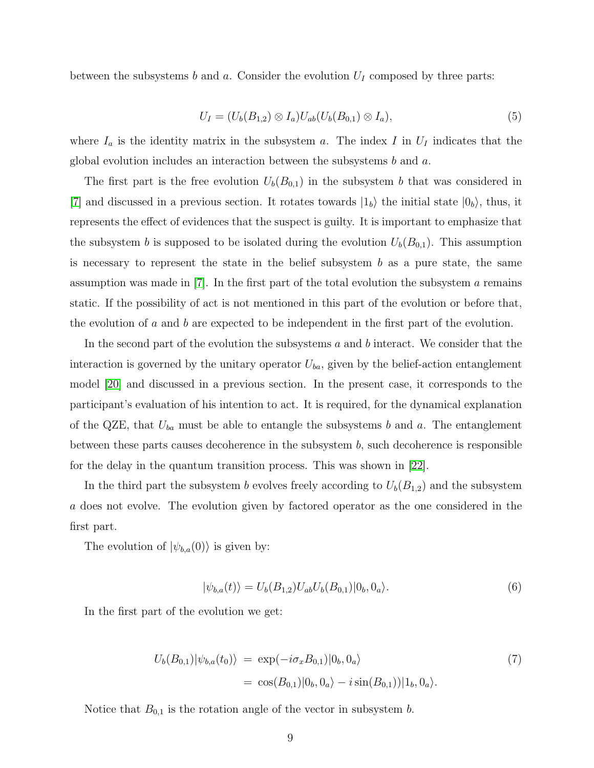between the subsystems $b$ and $a$. Consider the evolution $U_I$ composed by three parts:

$$U_I = (U_b(B_{1,2}) \otimes I_a)U_{ab}(U_b(B_{0,1}) \otimes I_a), \tag{5}$$

where $I_a$ is the identity matrix in the subsystem $a$. The index $I$ in $U_I$ indicates that the global evolution includes an interaction between the subsystems $b$ and $a$.

The first part is the free evolution $U_b(B_{0,1})$ in the subsystem $b$ that was considered in [7] and discussed in a previous section. It rotates towards $|1_b\rangle$ the initial state $|0_b\rangle$, thus, it represents the effect of evidences that the suspect is guilty. It is important to emphasize that the subsystem $b$ is supposed to be isolated during the evolution $U_b(B_{0,1})$. This assumption is necessary to represent the state in the belief subsystem $b$ as a pure state, the same assumption was made in [7]. In the first part of the total evolution the subsystem $a$ remains static. If the possibility of act is not mentioned in this part of the evolution or before that, the evolution of $a$ and $b$ are expected to be independent in the first part of the evolution.

In the second part of the evolution the subsystems $a$ and $b$ interact. We consider that the interaction is governed by the unitary operator $U_{ba}$, given by the belief-action entanglement model [20] and discussed in a previous section. In the present case, it corresponds to the participant's evaluation of his intention to act. It is required, for the dynamical explanation of the QZE, that $U_{ba}$ must be able to entangle the subsystems $b$ and $a$. The entanglement between these parts causes decoherence in the subsystem $b$, such decoherence is responsible for the delay in the quantum transition process. This was shown in [22].

In the third part the subsystem $b$ evolves freely according to $U_b(B_{1,2})$ and the subsystem $a$ does not evolve. The evolution given by factored operator as the one considered in the first part.

The evolution of $|\psi_{b,a}(0)\rangle$ is given by:

$$|\psi_{b,a}(t)\rangle = U_b(B_{1,2})U_{ab}U_b(B_{0,1})|0_b, 0_a\rangle. \tag{6}$$

In the first part of the evolution we get:

$$\begin{aligned} U_b(B_{0,1})|\psi_{b,a}(t_0)\rangle &= \exp(-i\sigma_x B_{0,1})|0_b, 0_a\rangle \\ &= \cos(B_{0,1})|0_b, 0_a\rangle - i\sin(B_{0,1}))|1_b, 0_a\rangle. \end{aligned} \tag{7}$$

Notice that $B_{0,1}$ is the rotation angle of the vector in subsystem $b$.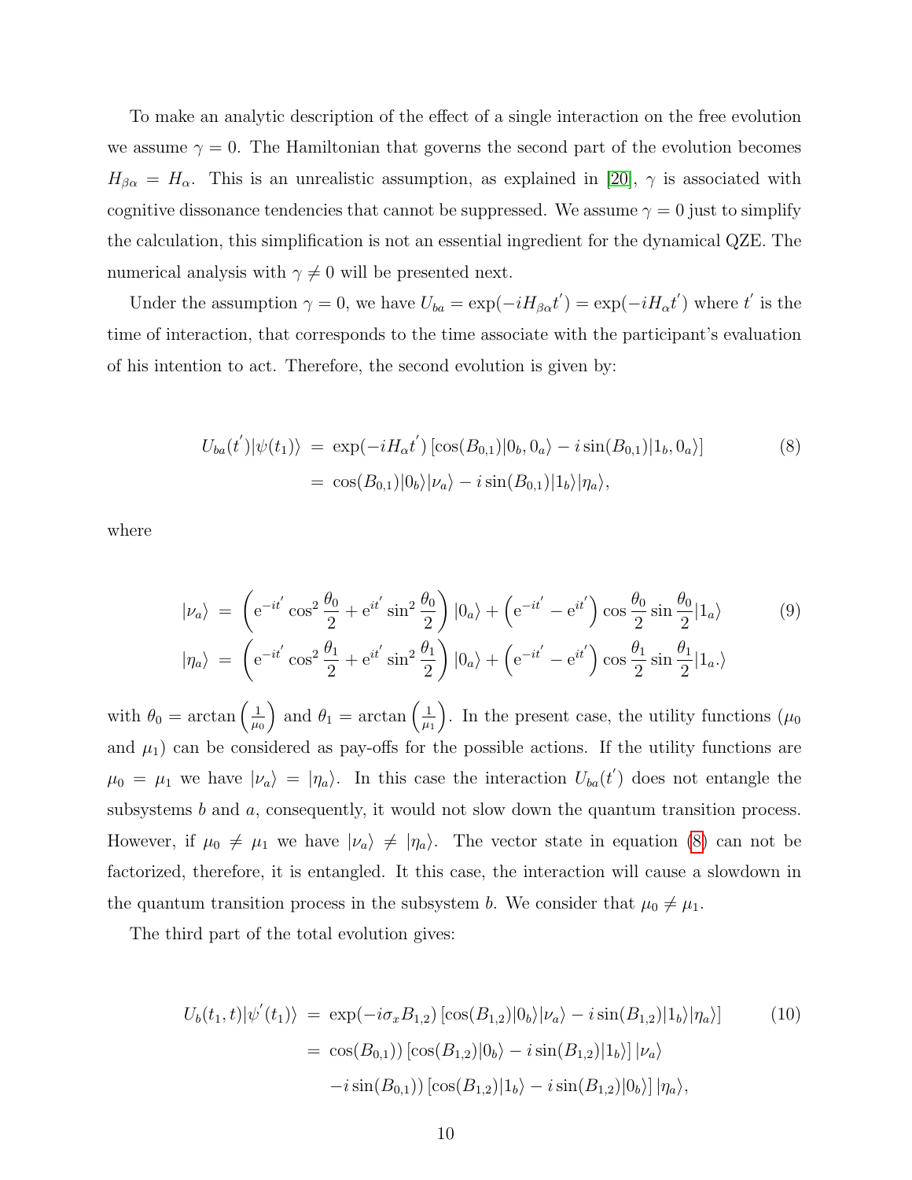To make an analytic description of the effect of a single interaction on the free evolution we assume $\gamma = 0$. The Hamiltonian that governs the second part of the evolution becomes $H_{\beta\alpha} = H_\alpha$. This is an unrealistic assumption, as explained in [20], $\gamma$ is associated with cognitive dissonance tendencies that cannot be suppressed. We assume $\gamma = 0$ just to simplify the calculation, this simplification is not an essential ingredient for the dynamical QZE. The numerical analysis with $\gamma \neq 0$ will be presented next.

Under the assumption $\gamma = 0$, we have $U_{ba} = \exp(-iH_{\beta\alpha}t') = \exp(-iH_\alpha t')$ where $t'$ is the time of interaction, that corresponds to the time associate with the participant's evaluation of his intention to act. Therefore, the second evolution is given by:

$$
\begin{aligned}
U_{ba}(t')|\psi(t_1)\rangle &= \exp(-iH_\alpha t')\left[\cos(B_{0,1})|0_b, 0_a\rangle - i\sin(B_{0,1})|1_b, 0_a\rangle\right] \\
&= \cos(B_{0,1})|0_b\rangle|\nu_a\rangle - i\sin(B_{0,1})|1_b\rangle|\eta_a\rangle,
\end{aligned} \tag{8}
$$

where

$$
\begin{aligned}
|\nu_a\rangle &= \left(\mathrm{e}^{-it'}\cos^2\frac{\theta_0}{2} + \mathrm{e}^{it'}\sin^2\frac{\theta_0}{2}\right)|0_a\rangle + \left(\mathrm{e}^{-it'} - \mathrm{e}^{it'}\right)\cos\frac{\theta_0}{2}\sin\frac{\theta_0}{2}|1_a\rangle \\
|\eta_a\rangle &= \left(\mathrm{e}^{-it'}\cos^2\frac{\theta_1}{2} + \mathrm{e}^{it'}\sin^2\frac{\theta_1}{2}\right)|0_a\rangle + \left(\mathrm{e}^{-it'} - \mathrm{e}^{it'}\right)\cos\frac{\theta_1}{2}\sin\frac{\theta_1}{2}|1_a.\rangle
\end{aligned} \tag{9}
$$

with $\theta_0 = \arctan\left(\frac{1}{\mu_0}\right)$ and $\theta_1 = \arctan\left(\frac{1}{\mu_1}\right)$. In the present case, the utility functions ($\mu_0$ and $\mu_1$) can be considered as pay-offs for the possible actions. If the utility functions are $\mu_0 = \mu_1$ we have $|\nu_a\rangle = |\eta_a\rangle$. In this case the interaction $U_{ba}(t')$ does not entangle the subsystems $b$ and $a$, consequently, it would not slow down the quantum transition process. However, if $\mu_0 \neq \mu_1$ we have $|\nu_a\rangle \neq |\eta_a\rangle$. The vector state in equation (8) can not be factorized, therefore, it is entangled. It this case, the interaction will cause a slowdown in the quantum transition process in the subsystem $b$. We consider that $\mu_0 \neq \mu_1$.

The third part of the total evolution gives:

$$
\begin{aligned}
U_b(t_1, t)|\psi'(t_1)\rangle &= \exp(-i\sigma_x B_{1,2})\left[\cos(B_{1,2})|0_b\rangle|\nu_a\rangle - i\sin(B_{1,2})|1_b\rangle|\eta_a\rangle\right] \\
&= \cos(B_{0,1}))\left[\cos(B_{1,2})|0_b\rangle - i\sin(B_{1,2})|1_b\rangle\right]|\nu_a\rangle \\
&\quad -i\sin(B_{0,1}))\left[\cos(B_{1,2})|1_b\rangle - i\sin(B_{1,2})|0_b\rangle\right]|\eta_a\rangle,
\end{aligned} \tag{10}
$$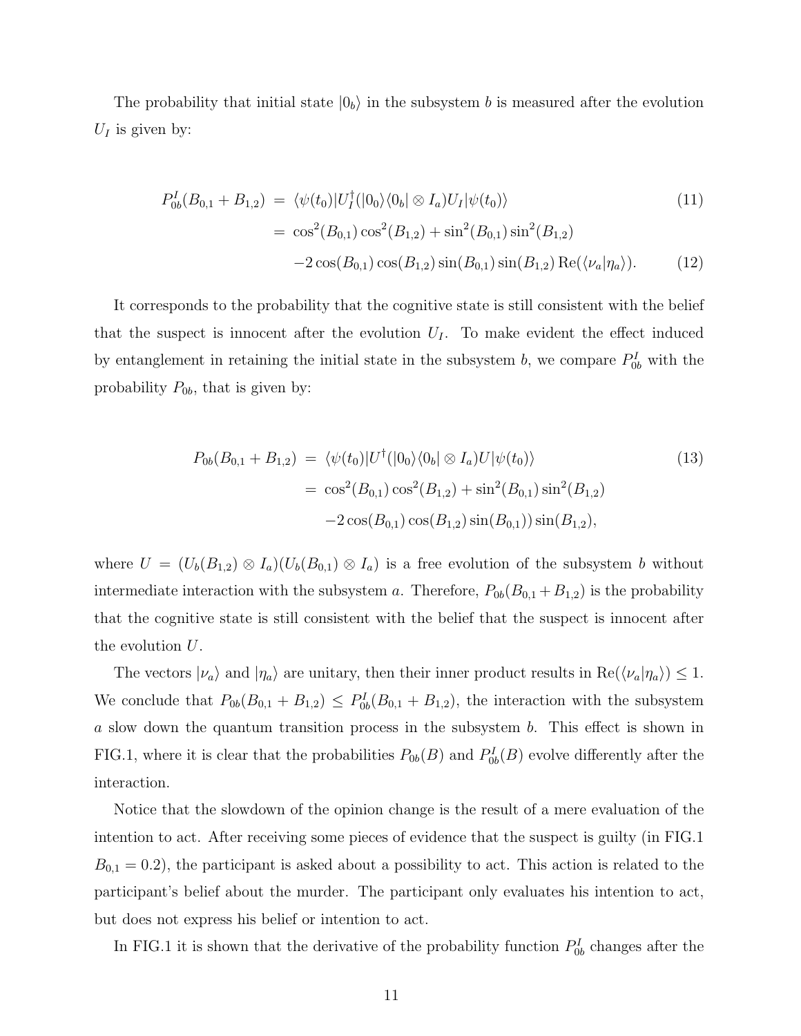The probability that initial state $|0_b\rangle$ in the subsystem $b$ is measured after the evolution $U_I$ is given by:

$$
\begin{aligned}
P^I_{0b}(B_{0,1}+B_{1,2}) &= \langle\psi(t_0)|U_I^{\dagger}(|0_0\rangle\langle 0_b|\otimes I_a)U_I|\psi(t_0)\rangle && (11)\\
&= \cos^2(B_{0,1})\cos^2(B_{1,2})+\sin^2(B_{0,1})\sin^2(B_{1,2})\\
&\quad -2\cos(B_{0,1})\cos(B_{1,2})\sin(B_{0,1})\sin(B_{1,2})\,\mathrm{Re}(\langle\nu_a|\eta_a\rangle). && (12)
\end{aligned}
$$

It corresponds to the probability that the cognitive state is still consistent with the belief that the suspect is innocent after the evolution $U_I$. To make evident the effect induced by entanglement in retaining the initial state in the subsystem $b$, we compare $P^I_{0b}$ with the probability $P_{0b}$, that is given by:

$$
\begin{aligned}
P_{0b}(B_{0,1}+B_{1,2}) &= \langle\psi(t_0)|U^{\dagger}(|0_0\rangle\langle 0_b|\otimes I_a)U|\psi(t_0)\rangle && (13)\\
&= \cos^2(B_{0,1})\cos^2(B_{1,2})+\sin^2(B_{0,1})\sin^2(B_{1,2})\\
&\quad -2\cos(B_{0,1})\cos(B_{1,2})\sin(B_{0,1}))\sin(B_{1,2}),
\end{aligned}
$$

where $U=(U_b(B_{1,2})\otimes I_a)(U_b(B_{0,1})\otimes I_a)$ is a free evolution of the subsystem $b$ without intermediate interaction with the subsystem $a$. Therefore, $P_{0b}(B_{0,1}+B_{1,2})$ is the probability that the cognitive state is still consistent with the belief that the suspect is innocent after the evolution $U$.

The vectors $|\nu_a\rangle$ and $|\eta_a\rangle$ are unitary, then their inner product results in $\mathrm{Re}(\langle\nu_a|\eta_a\rangle)\leq 1$. We conclude that $P_{0b}(B_{0,1}+B_{1,2})\leq P^I_{0b}(B_{0,1}+B_{1,2})$, the interaction with the subsystem $a$ slow down the quantum transition process in the subsystem $b$. This effect is shown in FIG.1, where it is clear that the probabilities $P_{0b}(B)$ and $P^I_{0b}(B)$ evolve differently after the interaction.

Notice that the slowdown of the opinion change is the result of a mere evaluation of the intention to act. After receiving some pieces of evidence that the suspect is guilty (in FIG.1 $B_{0,1}=0.2$), the participant is asked about a possibility to act. This action is related to the participant's belief about the murder. The participant only evaluates his intention to act, but does not express his belief or intention to act.

In FIG.1 it is shown that the derivative of the probability function $P^I_{0b}$ changes after the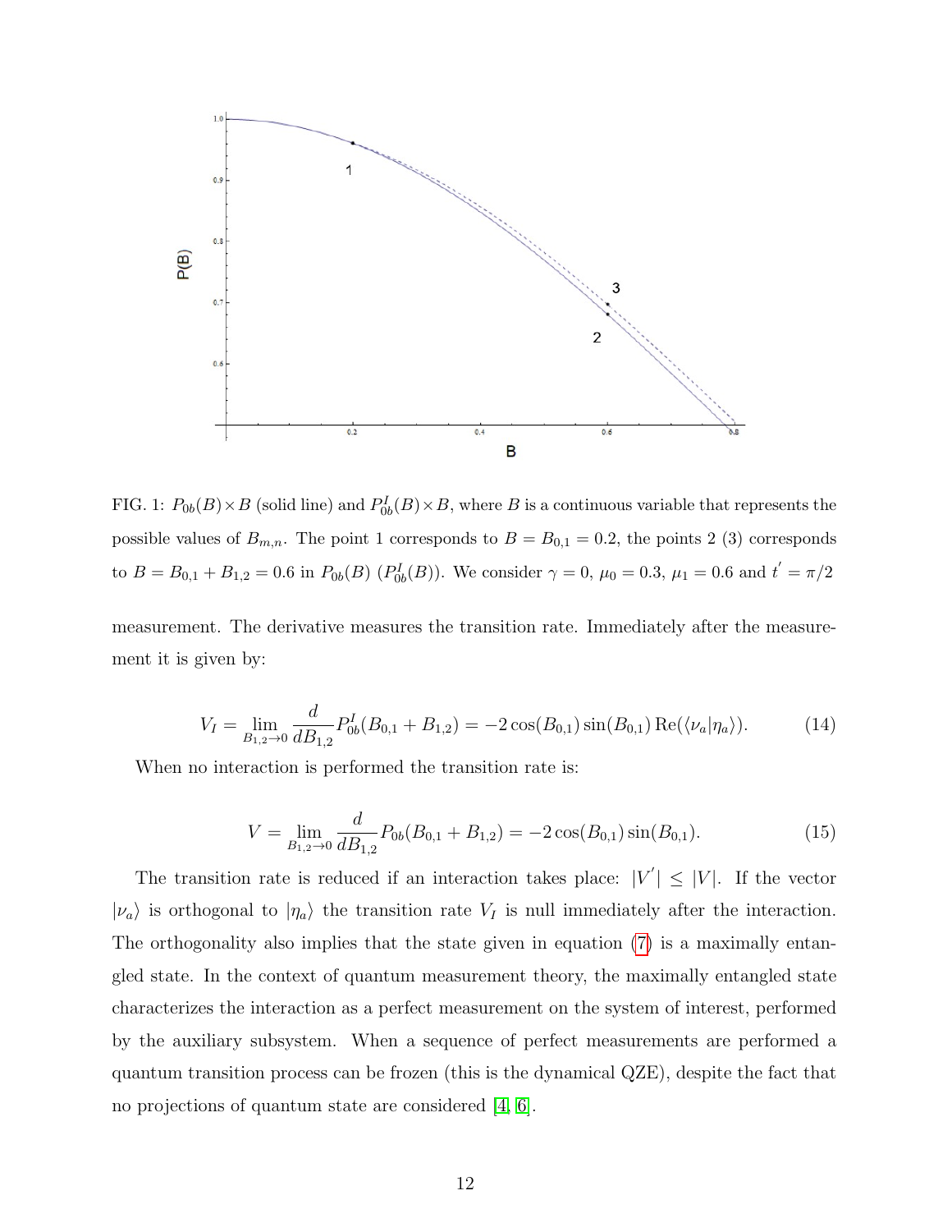FIG. 1: $P_{0b}(B)\times B$ (solid line) and $P^I_{0b}(B)\times B$, where $B$ is a continuous variable that represents the possible values of $B_{m,n}$. The point 1 corresponds to $B = B_{0,1} = 0.2$, the points 2 (3) corresponds to $B = B_{0,1} + B_{1,2} = 0.6$ in $P_{0b}(B)$ ($P^I_{0b}(B)$). We consider $\gamma = 0$, $\mu_0 = 0.3$, $\mu_1 = 0.6$ and $t' = \pi/2$

measurement. The derivative measures the transition rate. Immediately after the measurement it is given by:

$$V_I = \lim_{B_{1,2}\to 0} \frac{d}{dB_{1,2}} P^I_{0b}(B_{0,1} + B_{1,2}) = -2\cos(B_{0,1})\sin(B_{0,1})\,\mathrm{Re}(\langle \nu_a|\eta_a\rangle). \tag{14}$$

When no interaction is performed the transition rate is:

$$V = \lim_{B_{1,2}\to 0} \frac{d}{dB_{1,2}} P_{0b}(B_{0,1} + B_{1,2}) = -2\cos(B_{0,1})\sin(B_{0,1}). \tag{15}$$

The transition rate is reduced if an interaction takes place: $|V'| \leq |V|$. If the vector $|\nu_a\rangle$ is orthogonal to $|\eta_a\rangle$ the transition rate $V_I$ is null immediately after the interaction. The orthogonality also implies that the state given in equation (7) is a maximally entangled state. In the context of quantum measurement theory, the maximally entangled state characterizes the interaction as a perfect measurement on the system of interest, performed by the auxiliary subsystem. When a sequence of perfect measurements are performed a quantum transition process can be frozen (this is the dynamical QZE), despite the fact that no projections of quantum state are considered [4, 6].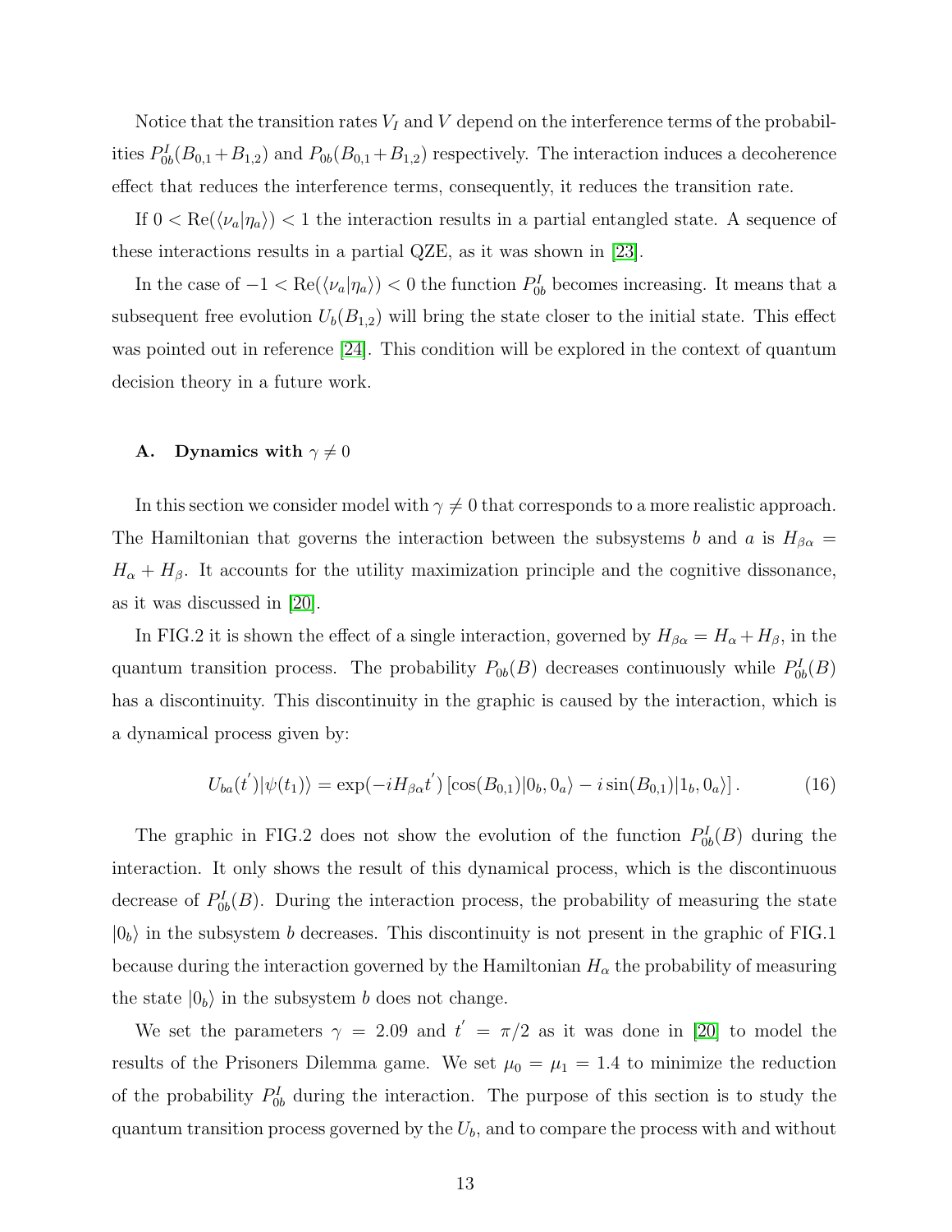Notice that the transition rates $V_I$ and $V$ depend on the interference terms of the probabilities $P^I_{0b}(B_{0,1}+B_{1,2})$ and $P_{0b}(B_{0,1}+B_{1,2})$ respectively. The interaction induces a decoherence effect that reduces the interference terms, consequently, it reduces the transition rate.

If $0 < \text{Re}(\langle \nu_a | \eta_a \rangle) < 1$ the interaction results in a partial entangled state. A sequence of these interactions results in a partial QZE, as it was shown in [23].

In the case of $-1 < \text{Re}(\langle \nu_a | \eta_a \rangle) < 0$ the function $P^I_{0b}$ becomes increasing. It means that a subsequent free evolution $U_b(B_{1,2})$ will bring the state closer to the initial state. This effect was pointed out in reference [24]. This condition will be explored in the context of quantum decision theory in a future work.

### A. Dynamics with $\gamma \neq 0$

In this section we consider model with $\gamma \neq 0$ that corresponds to a more realistic approach. The Hamiltonian that governs the interaction between the subsystems $b$ and $a$ is $H_{\beta\alpha} = H_\alpha + H_\beta$. It accounts for the utility maximization principle and the cognitive dissonance, as it was discussed in [20].

In FIG.2 it is shown the effect of a single interaction, governed by $H_{\beta\alpha} = H_\alpha + H_\beta$, in the quantum transition process. The probability $P_{0b}(B)$ decreases continuously while $P^I_{0b}(B)$ has a discontinuity. This discontinuity in the graphic is caused by the interaction, which is a dynamical process given by:

$$U_{ba}(t')|\psi(t_1)\rangle = \exp(-iH_{\beta\alpha}t') \left[\cos(B_{0,1})|0_b, 0_a\rangle - i\sin(B_{0,1})|1_b, 0_a\rangle\right]. \tag{16}$$

The graphic in FIG.2 does not show the evolution of the function $P^I_{0b}(B)$ during the interaction. It only shows the result of this dynamical process, which is the discontinuous decrease of $P^I_{0b}(B)$. During the interaction process, the probability of measuring the state $|0_b\rangle$ in the subsystem $b$ decreases. This discontinuity is not present in the graphic of FIG.1 because during the interaction governed by the Hamiltonian $H_\alpha$ the probability of measuring the state $|0_b\rangle$ in the subsystem $b$ does not change.

We set the parameters $\gamma = 2.09$ and $t' = \pi/2$ as it was done in [20] to model the results of the Prisoners Dilemma game. We set $\mu_0 = \mu_1 = 1.4$ to minimize the reduction of the probability $P^I_{0b}$ during the interaction. The purpose of this section is to study the quantum transition process governed by the $U_b$, and to compare the process with and without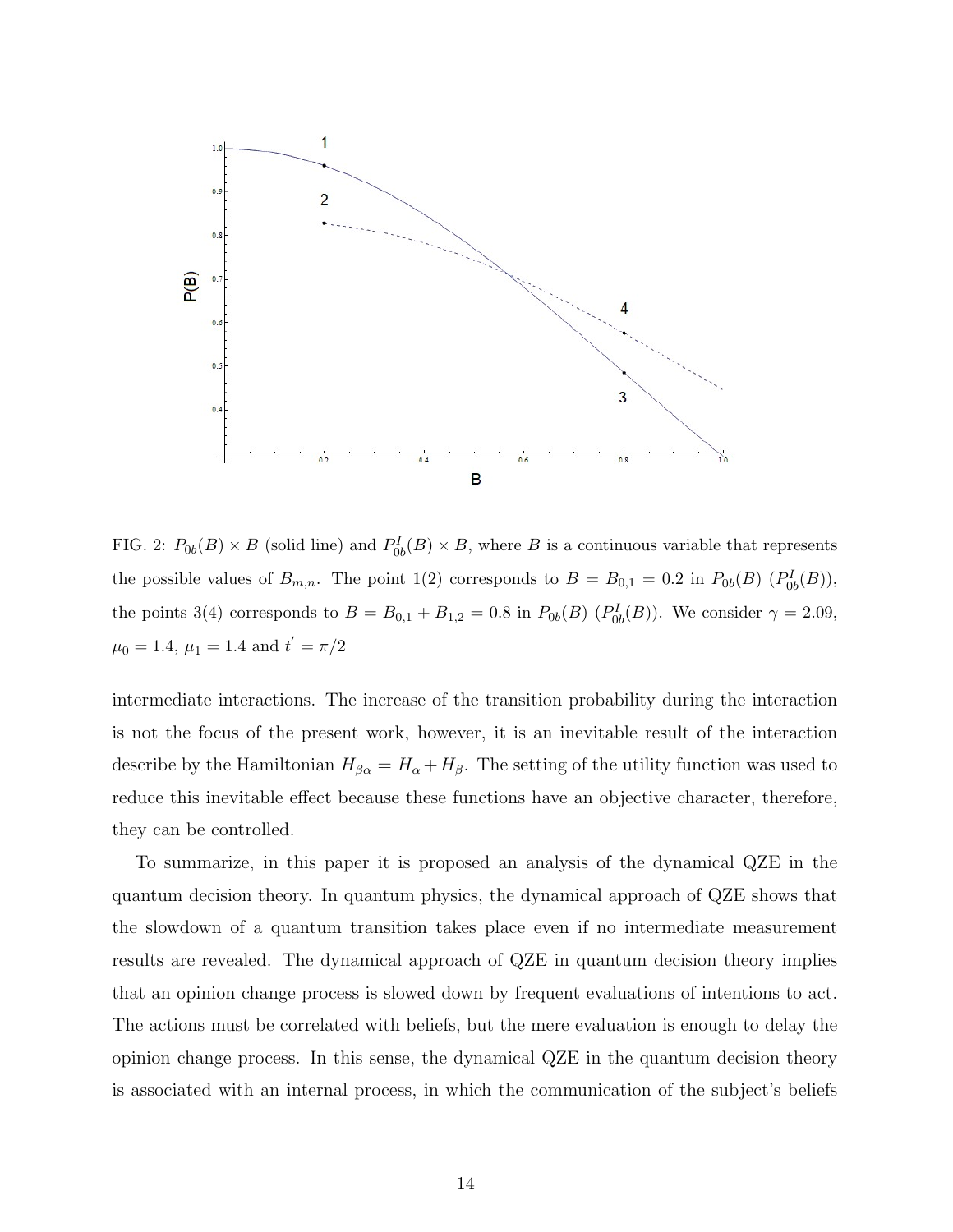FIG. 2: $P_{0b}(B) \times B$ (solid line) and $P^I_{0b}(B) \times B$, where $B$ is a continuous variable that represents the possible values of $B_{m,n}$. The point 1(2) corresponds to $B = B_{0,1} = 0.2$ in $P_{0b}(B)$ ($P^I_{0b}(B)$), the points 3(4) corresponds to $B = B_{0,1} + B_{1,2} = 0.8$ in $P_{0b}(B)$ ($P^I_{0b}(B)$). We consider $\gamma = 2.09$, $\mu_0 = 1.4$, $\mu_1 = 1.4$ and $t' = \pi/2$

intermediate interactions. The increase of the transition probability during the interaction is not the focus of the present work, however, it is an inevitable result of the interaction describe by the Hamiltonian $H_{\beta\alpha} = H_\alpha + H_\beta$. The setting of the utility function was used to reduce this inevitable effect because these functions have an objective character, therefore, they can be controlled.

To summarize, in this paper it is proposed an analysis of the dynamical QZE in the quantum decision theory. In quantum physics, the dynamical approach of QZE shows that the slowdown of a quantum transition takes place even if no intermediate measurement results are revealed. The dynamical approach of QZE in quantum decision theory implies that an opinion change process is slowed down by frequent evaluations of intentions to act. The actions must be correlated with beliefs, but the mere evaluation is enough to delay the opinion change process. In this sense, the dynamical QZE in the quantum decision theory is associated with an internal process, in which the communication of the subject's beliefs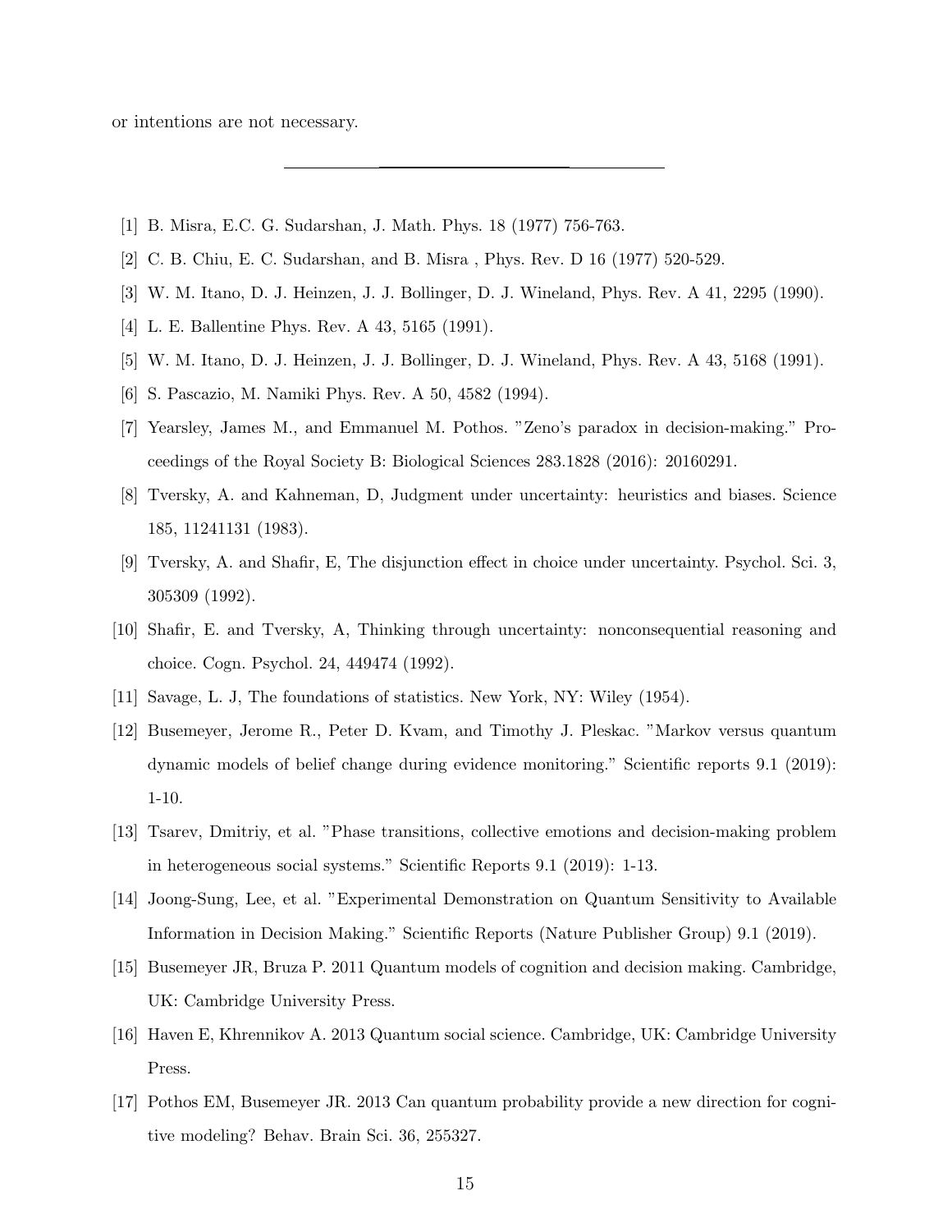or intentions are not necessary.

---

[1] B. Misra, E.C. G. Sudarshan, J. Math. Phys. 18 (1977) 756-763.

[2] C. B. Chiu, E. C. Sudarshan, and B. Misra , Phys. Rev. D 16 (1977) 520-529.

[3] W. M. Itano, D. J. Heinzen, J. J. Bollinger, D. J. Wineland, Phys. Rev. A 41, 2295 (1990).

[4] L. E. Ballentine Phys. Rev. A 43, 5165 (1991).

[5] W. M. Itano, D. J. Heinzen, J. J. Bollinger, D. J. Wineland, Phys. Rev. A 43, 5168 (1991).

[6] S. Pascazio, M. Namiki Phys. Rev. A 50, 4582 (1994).

[7] Yearsley, James M., and Emmanuel M. Pothos. "Zeno's paradox in decision-making." Proceedings of the Royal Society B: Biological Sciences 283.1828 (2016): 20160291.

[8] Tversky, A. and Kahneman, D, Judgment under uncertainty: heuristics and biases. Science 185, 11241131 (1983).

[9] Tversky, A. and Shafir, E, The disjunction effect in choice under uncertainty. Psychol. Sci. 3, 305309 (1992).

[10] Shafir, E. and Tversky, A, Thinking through uncertainty: nonconsequential reasoning and choice. Cogn. Psychol. 24, 449474 (1992).

[11] Savage, L. J, The foundations of statistics. New York, NY: Wiley (1954).

[12] Busemeyer, Jerome R., Peter D. Kvam, and Timothy J. Pleskac. "Markov versus quantum dynamic models of belief change during evidence monitoring." Scientific reports 9.1 (2019): 1-10.

[13] Tsarev, Dmitriy, et al. "Phase transitions, collective emotions and decision-making problem in heterogeneous social systems." Scientific Reports 9.1 (2019): 1-13.

[14] Joong-Sung, Lee, et al. "Experimental Demonstration on Quantum Sensitivity to Available Information in Decision Making." Scientific Reports (Nature Publisher Group) 9.1 (2019).

[15] Busemeyer JR, Bruza P. 2011 Quantum models of cognition and decision making. Cambridge, UK: Cambridge University Press.

[16] Haven E, Khrennikov A. 2013 Quantum social science. Cambridge, UK: Cambridge University Press.

[17] Pothos EM, Busemeyer JR. 2013 Can quantum probability provide a new direction for cognitive modeling? Behav. Brain Sci. 36, 255327.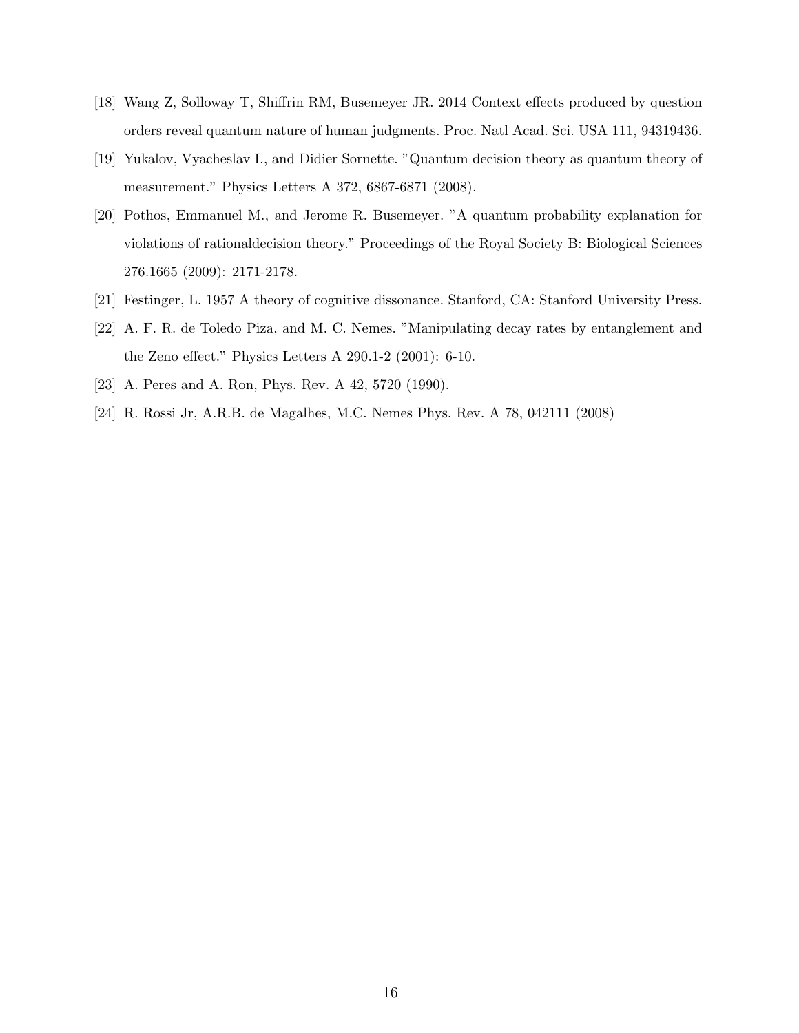[18] Wang Z, Solloway T, Shiffrin RM, Busemeyer JR. 2014 Context effects produced by question orders reveal quantum nature of human judgments. Proc. Natl Acad. Sci. USA 111, 94319436.

[19] Yukalov, Vyacheslav I., and Didier Sornette. "Quantum decision theory as quantum theory of measurement." Physics Letters A 372, 6867-6871 (2008).

[20] Pothos, Emmanuel M., and Jerome R. Busemeyer. "A quantum probability explanation for violations of rationaldecision theory." Proceedings of the Royal Society B: Biological Sciences 276.1665 (2009): 2171-2178.

[21] Festinger, L. 1957 A theory of cognitive dissonance. Stanford, CA: Stanford University Press.

[22] A. F. R. de Toledo Piza, and M. C. Nemes. "Manipulating decay rates by entanglement and the Zeno effect." Physics Letters A 290.1-2 (2001): 6-10.

[23] A. Peres and A. Ron, Phys. Rev. A 42, 5720 (1990).

[24] R. Rossi Jr, A.R.B. de Magalhes, M.C. Nemes Phys. Rev. A 78, 042111 (2008)